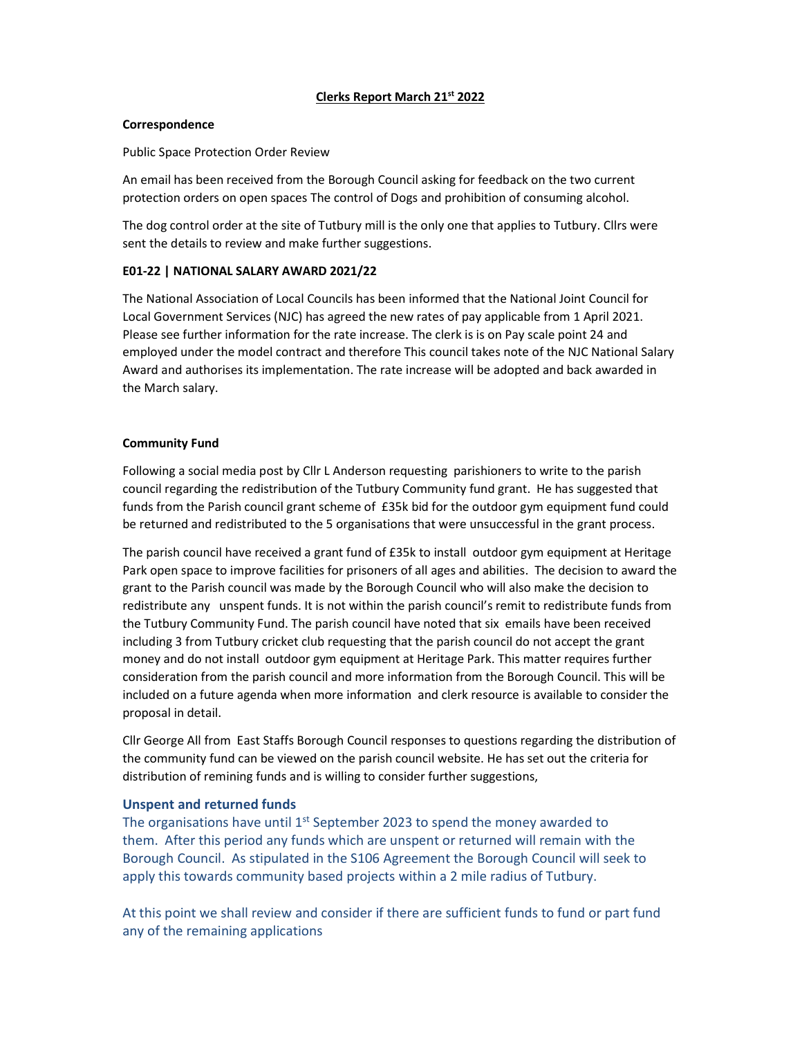# Clerks Report March 21st 2022

**Correspondence**

Public Space Protection Order Review

An email has been received from the Borough Council asking for feedback on the two current protection orders on open spaces The control of Dogs and prohibition of consuming alcohol.

The dog control order at the site of Tutbury mill is the only one that applies to Tutbury. Cllrs were sent the details to review and make further suggestions.

**E01-22 | NATIONAL SALARY AWARD 2021/22**

The National Association of Local Councils has been informed that the National Joint Council for Local Government Services (NJC) has agreed the new rates of pay applicable from 1 April 2021. Please see further information for the rate increase. The clerk is is on Pay scale point 24 and employed under the model contract and therefore This council takes note of the NJC National Salary Award and authorises its implementation. The rate increase will be adopted and back awarded in the March salary.

**Community Fund**

Following a social media post by Cllr L Anderson requesting parishioners to write to the parish council regarding the redistribution of the Tutbury Community fund grant. He has suggested that funds from the Parish council grant scheme of £35k bid for the outdoor gym equipment fund could be returned and redistributed to the 5 organisations that were unsuccessful in the grant process.

The parish council have received a grant fund of £35k to install outdoor gym equipment at Heritage Park open space to improve facilities for prisoners of all ages and abilities. The decision to award the grant to the Parish council was made by the Borough Council who will also make the decision to redistribute any unspent funds. It is not within the parish council's remit to redistribute funds from the Tutbury Community Fund. The parish council have noted that six emails have been received including 3 from Tutbury cricket club requesting that the parish council do not accept the grant money and do not install outdoor gym equipment at Heritage Park. This matter requires further consideration from the parish council and more information from the Borough Council. This will be included on a future agenda when more information and clerk resource is available to consider the proposal in detail.

Cllr George All from East Staffs Borough Council responses to questions regarding the distribution of the community fund can be viewed on the parish council website. He has set out the criteria for distribution of remining funds and is willing to consider further suggestions,

### Unspent and returned funds

The organisations have until 1st September 2023 to spend the money awarded to them. After this period any funds which are unspent or returned will remain with the Borough Council. As stipulated in the S106 Agreement the Borough Council will seek to apply this towards community based projects within a 2 mile radius of Tutbury.

At this point we shall review and consider if there are sufficient funds to fund or part fund any of the remaining applications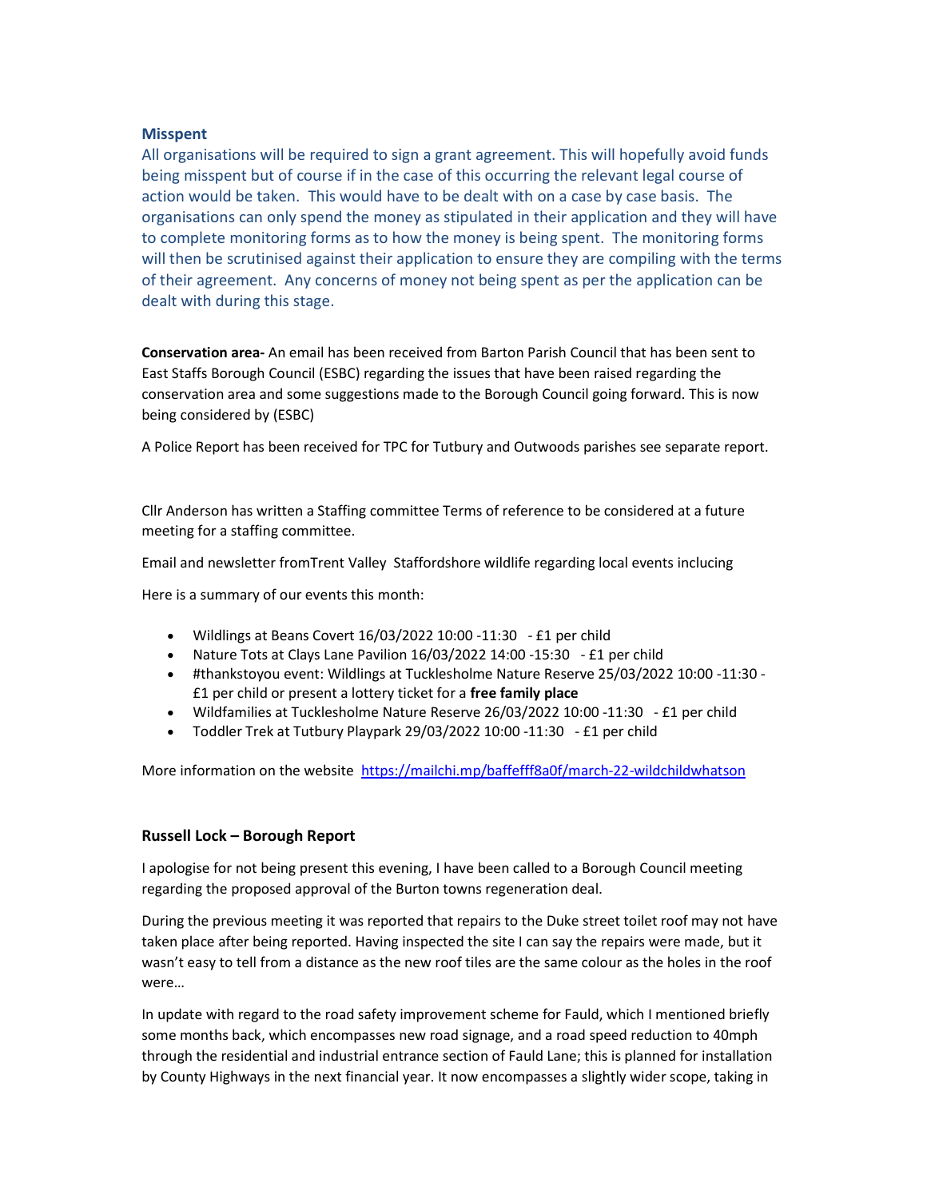**Misspent**

All organisations will be required to sign a grant agreement. This will hopefully avoid funds being misspent but of course if in the case of this occurring the relevant legal course of action would be taken. This would have to be dealt with on a case by case basis. The organisations can only spend the money as stipulated in their application and they will have to complete monitoring forms as to how the money is being spent. The monitoring forms will then be scrutinised against their application to ensure they are compiling with the terms of their agreement. Any concerns of money not being spent as per the application can be dealt with during this stage.

**Conservation area-** An email has been received from Barton Parish Council that has been sent to East Staffs Borough Council (ESBC) regarding the issues that have been raised regarding the conservation area and some suggestions made to the Borough Council going forward. This is now being considered by (ESBC)

A Police Report has been received for TPC for Tutbury and Outwoods parishes see separate report.

Cllr Anderson has written a Staffing committee Terms of reference to be considered at a future meeting for a staffing committee.

Email and newsletter fromTrent Valley Staffordshore wildlife regarding local events inclucing

Here is a summary of our events this month:

- Wildlings at Beans Covert 16/03/2022 10:00 -11:30 - £1 per child
- Nature Tots at Clays Lane Pavilion 16/03/2022 14:00 -15:30 - £1 per child
- #thankstoyou event: Wildlings at Tucklesholme Nature Reserve 25/03/2022 10:00 -11:30 - £1 per child or present a lottery ticket for a **free family place**
- Wildfamilies at Tucklesholme Nature Reserve 26/03/2022 10:00 -11:30 - £1 per child
- Toddler Trek at Tutbury Playpark 29/03/2022 10:00 -11:30 - £1 per child

More information on the website https://mailchi.mp/baffefff8a0f/march-22-wildchildwhatson

**Russell Lock – Borough Report**

I apologise for not being present this evening, I have been called to a Borough Council meeting regarding the proposed approval of the Burton towns regeneration deal.

During the previous meeting it was reported that repairs to the Duke street toilet roof may not have taken place after being reported. Having inspected the site I can say the repairs were made, but it wasn't easy to tell from a distance as the new roof tiles are the same colour as the holes in the roof were…

In update with regard to the road safety improvement scheme for Fauld, which I mentioned briefly some months back, which encompasses new road signage, and a road speed reduction to 40mph through the residential and industrial entrance section of Fauld Lane; this is planned for installation by County Highways in the next financial year. It now encompasses a slightly wider scope, taking in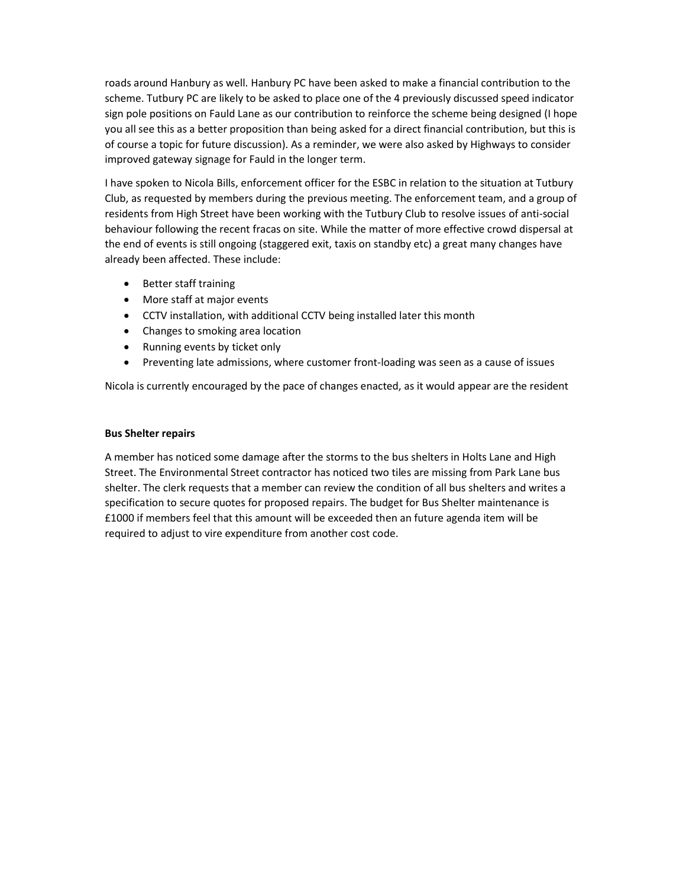roads around Hanbury as well. Hanbury PC have been asked to make a financial contribution to the scheme. Tutbury PC are likely to be asked to place one of the 4 previously discussed speed indicator sign pole positions on Fauld Lane as our contribution to reinforce the scheme being designed (I hope you all see this as a better proposition than being asked for a direct financial contribution, but this is of course a topic for future discussion). As a reminder, we were also asked by Highways to consider improved gateway signage for Fauld in the longer term.

I have spoken to Nicola Bills, enforcement officer for the ESBC in relation to the situation at Tutbury Club, as requested by members during the previous meeting. The enforcement team, and a group of residents from High Street have been working with the Tutbury Club to resolve issues of anti-social behaviour following the recent fracas on site. While the matter of more effective crowd dispersal at the end of events is still ongoing (staggered exit, taxis on standby etc) a great many changes have already been affected. These include:

- Better staff training
- More staff at major events
- CCTV installation, with additional CCTV being installed later this month
- Changes to smoking area location
- Running events by ticket only
- Preventing late admissions, where customer front-loading was seen as a cause of issues

Nicola is currently encouraged by the pace of changes enacted, as it would appear are the resident

**Bus Shelter repairs**

A member has noticed some damage after the storms to the bus shelters in Holts Lane and High Street. The Environmental Street contractor has noticed two tiles are missing from Park Lane bus shelter. The clerk requests that a member can review the condition of all bus shelters and writes a specification to secure quotes for proposed repairs. The budget for Bus Shelter maintenance is £1000 if members feel that this amount will be exceeded then an future agenda item will be required to adjust to vire expenditure from another cost code.